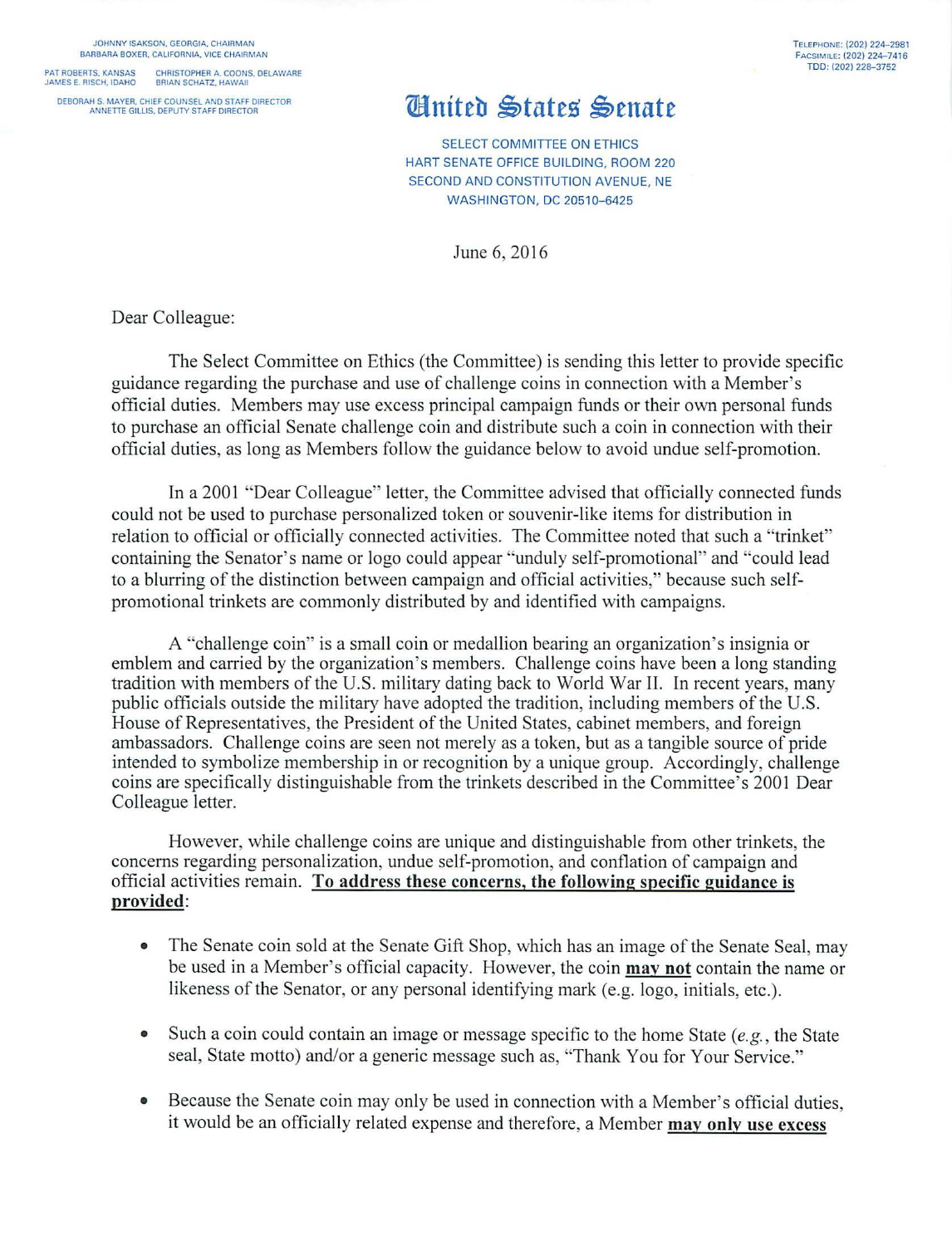JOHNNY ISAKSON, GEORGIA, CHAIRMAN
BARBARA BOXER, CALIFORNIA, VICE CHAIRMAN

PAT ROBERTS, KANSAS — CHRISTOPHER A. COONS, DELAWARE
JAMES E. RISCH, IDAHO — BRIAN SCHATZ, HAWAII

DEBORAH S. MAYER, CHIEF COUNSEL AND STAFF DIRECTOR
ANNETTE GILLIS, DEPUTY STAFF DIRECTOR

TELEPHONE: (202) 224-2981
FACSIMILE: (202) 224-7416
TDD: (202) 228-3752

# United States Senate

SELECT COMMITTEE ON ETHICS
HART SENATE OFFICE BUILDING, ROOM 220
SECOND AND CONSTITUTION AVENUE, NE
WASHINGTON, DC 20510-6425

June 6, 2016

Dear Colleague:

The Select Committee on Ethics (the Committee) is sending this letter to provide specific guidance regarding the purchase and use of challenge coins in connection with a Member's official duties. Members may use excess principal campaign funds or their own personal funds to purchase an official Senate challenge coin and distribute such a coin in connection with their official duties, as long as Members follow the guidance below to avoid undue self-promotion.

In a 2001 "Dear Colleague" letter, the Committee advised that officially connected funds could not be used to purchase personalized token or souvenir-like items for distribution in relation to official or officially connected activities. The Committee noted that such a "trinket" containing the Senator's name or logo could appear "unduly self-promotional" and "could lead to a blurring of the distinction between campaign and official activities," because such self-promotional trinkets are commonly distributed by and identified with campaigns.

A "challenge coin" is a small coin or medallion bearing an organization's insignia or emblem and carried by the organization's members. Challenge coins have been a long standing tradition with members of the U.S. military dating back to World War II. In recent years, many public officials outside the military have adopted the tradition, including members of the U.S. House of Representatives, the President of the United States, cabinet members, and foreign ambassadors. Challenge coins are seen not merely as a token, but as a tangible source of pride intended to symbolize membership in or recognition by a unique group. Accordingly, challenge coins are specifically distinguishable from the trinkets described in the Committee's 2001 Dear Colleague letter.

However, while challenge coins are unique and distinguishable from other trinkets, the concerns regarding personalization, undue self-promotion, and conflation of campaign and official activities remain. **To address these concerns, the following specific guidance is provided**:

- The Senate coin sold at the Senate Gift Shop, which has an image of the Senate Seal, may be used in a Member's official capacity. However, the coin **may not** contain the name or likeness of the Senator, or any personal identifying mark (e.g. logo, initials, etc.).
- Such a coin could contain an image or message specific to the home State (*e.g.*, the State seal, State motto) and/or a generic message such as, "Thank You for Your Service."
- Because the Senate coin may only be used in connection with a Member's official duties, it would be an officially related expense and therefore, a Member **may only use excess**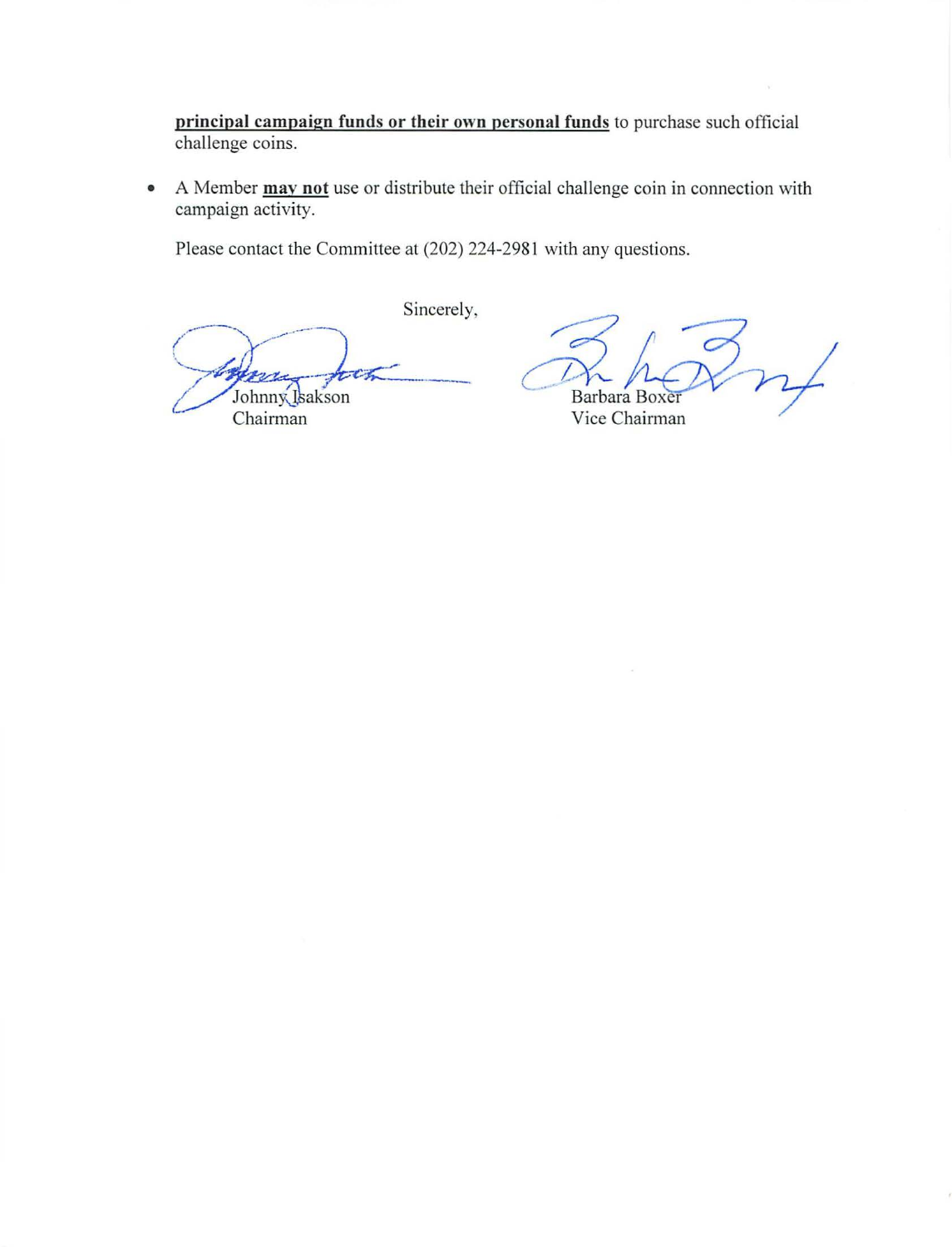**principal campaign funds or their own personal funds** to purchase such official challenge coins.

- A Member **may not** use or distribute their official challenge coin in connection with campaign activity.

Please contact the Committee at (202) 224-2981 with any questions.

Sincerely,

Johnny Isakson
Chairman

Barbara Boxer
Vice Chairman